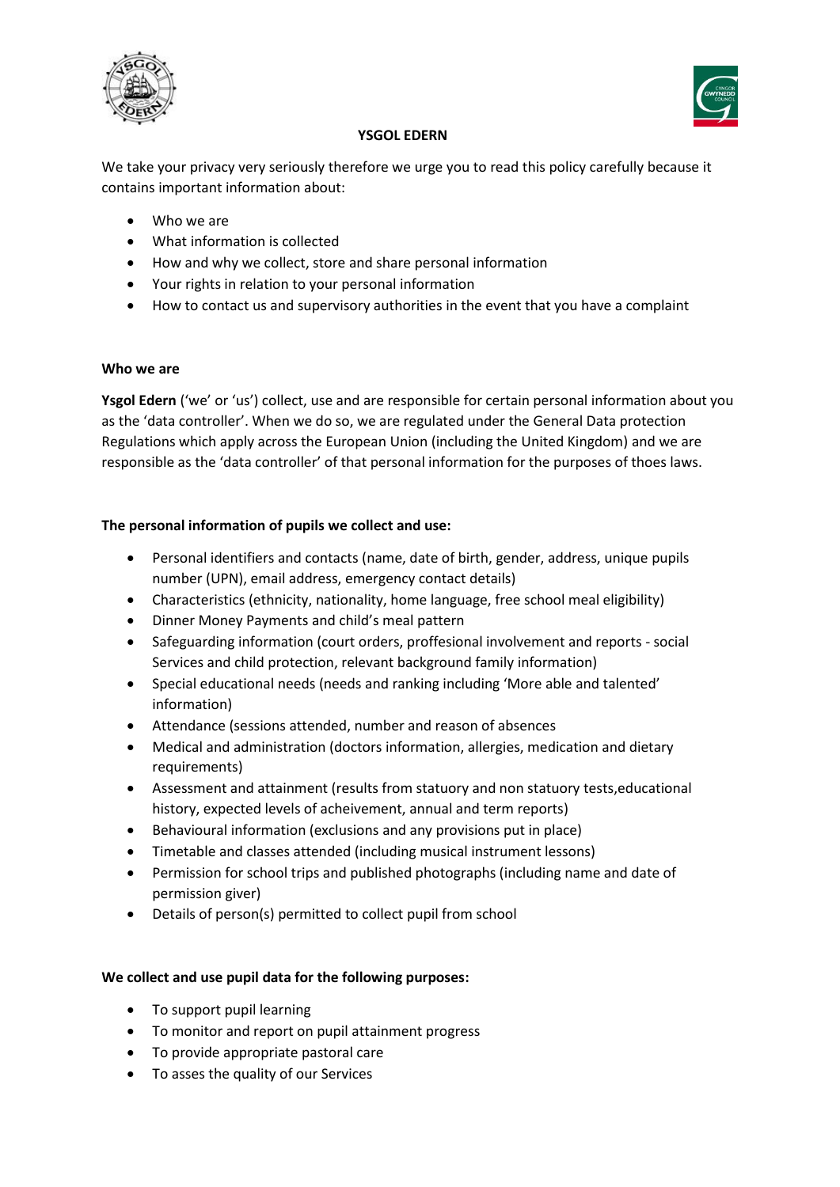**YSGOL EDERN**

We take your privacy very seriously therefore we urge you to read this policy carefully because it contains important information about:

- Who we are
- What information is collected
- How and why we collect, store and share personal information
- Your rights in relation to your personal information
- How to contact us and supervisory authorities in the event that you have a complaint

**Who we are**

**Ysgol Edern** ('we' or 'us') collect, use and are responsible for certain personal information about you as the 'data controller'. When we do so, we are regulated under the General Data protection Regulations which apply across the European Union (including the United Kingdom) and we are responsible as the 'data controller' of that personal information for the purposes of thoes laws.

**The personal information of pupils we collect and use:**

- Personal identifiers and contacts (name, date of birth, gender, address, unique pupils number (UPN), email address, emergency contact details)
- Characteristics (ethnicity, nationality, home language, free school meal eligibility)
- Dinner Money Payments and child's meal pattern
- Safeguarding information (court orders, proffesional involvement and reports - social Services and child protection, relevant background family information)
- Special educational needs (needs and ranking including 'More able and talented' information)
- Attendance (sessions attended, number and reason of absences
- Medical and administration (doctors information, allergies, medication and dietary requirements)
- Assessment and attainment (results from statuory and non statuory tests,educational history, expected levels of acheivement, annual and term reports)
- Behavioural information (exclusions and any provisions put in place)
- Timetable and classes attended (including musical instrument lessons)
- Permission for school trips and published photographs (including name and date of permission giver)
- Details of person(s) permitted to collect pupil from school

**We collect and use pupil data for the following purposes:**

- To support pupil learning
- To monitor and report on pupil attainment progress
- To provide appropriate pastoral care
- To asses the quality of our Services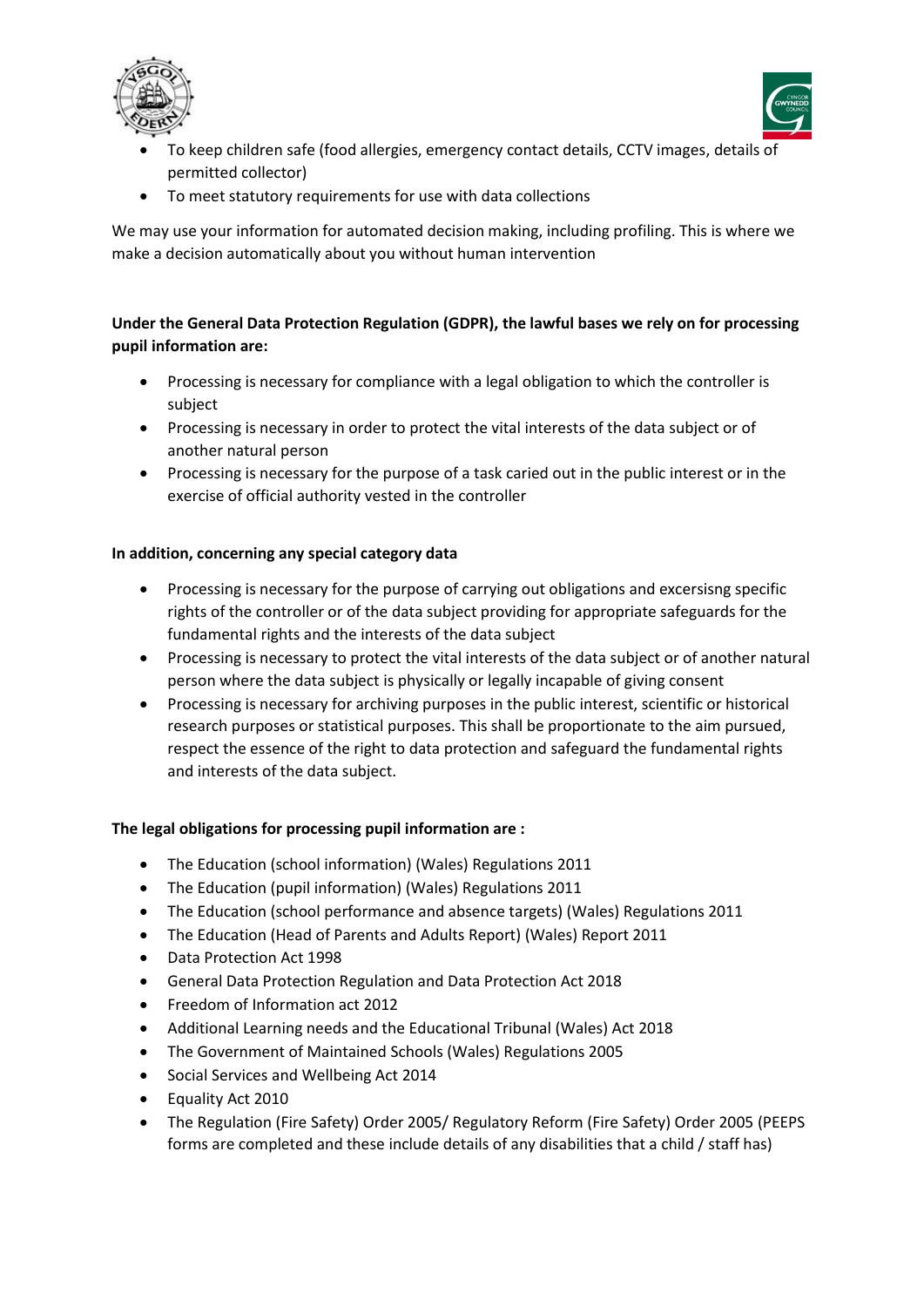- To keep children safe (food allergies, emergency contact details, CCTV images, details of permitted collector)
- To meet statutory requirements for use with data collections

We may use your information for automated decision making, including profiling. This is where we make a decision automatically about you without human intervention

**Under the General Data Protection Regulation (GDPR), the lawful bases we rely on for processing pupil information are:**

- Processing is necessary for compliance with a legal obligation to which the controller is subject
- Processing is necessary in order to protect the vital interests of the data subject or of another natural person
- Processing is necessary for the purpose of a task caried out in the public interest or in the exercise of official authority vested in the controller

**In addition, concerning any special category data**

- Processing is necessary for the purpose of carrying out obligations and excersisng specific rights of the controller or of the data subject providing for appropriate safeguards for the fundamental rights and the interests of the data subject
- Processing is necessary to protect the vital interests of the data subject or of another natural person where the data subject is physically or legally incapable of giving consent
- Processing is necessary for archiving purposes in the public interest, scientific or historical research purposes or statistical purposes. This shall be proportionate to the aim pursued, respect the essence of the right to data protection and safeguard the fundamental rights and interests of the data subject.

**The legal obligations for processing pupil information are :**

- The Education (school information) (Wales) Regulations 2011
- The Education (pupil information) (Wales) Regulations 2011
- The Education (school performance and absence targets) (Wales) Regulations 2011
- The Education (Head of Parents and Adults Report) (Wales) Report 2011
- Data Protection Act 1998
- General Data Protection Regulation and Data Protection Act 2018
- Freedom of Information act 2012
- Additional Learning needs and the Educational Tribunal (Wales) Act 2018
- The Government of Maintained Schools (Wales) Regulations 2005
- Social Services and Wellbeing Act 2014
- Equality Act 2010
- The Regulation (Fire Safety) Order 2005/ Regulatory Reform (Fire Safety) Order 2005 (PEEPS forms are completed and these include details of any disabilities that a child / staff has)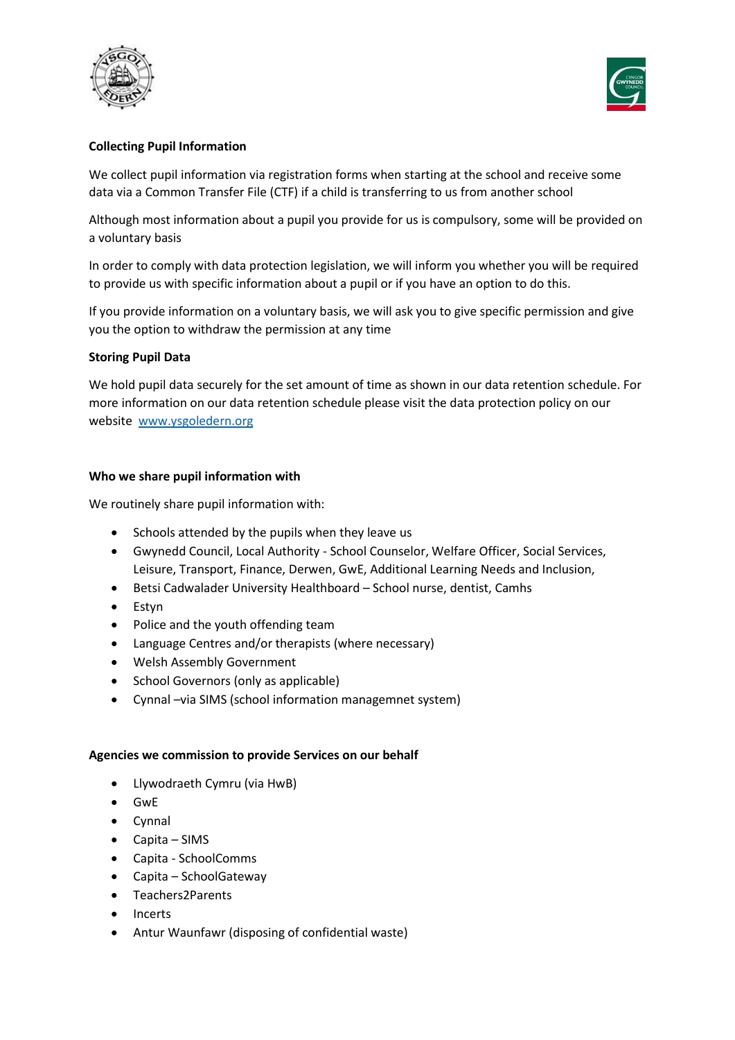**Collecting Pupil Information**

We collect pupil information via registration forms when starting at the school and receive some data via a Common Transfer File (CTF) if a child is transferring to us from another school

Although most information about a pupil you provide for us is compulsory, some will be provided on a voluntary basis

In order to comply with data protection legislation, we will inform you whether you will be required to provide us with specific information about a pupil or if you have an option to do this.

If you provide information on a voluntary basis, we will ask you to give specific permission and give you the option to withdraw the permission at any time

**Storing Pupil Data**

We hold pupil data securely for the set amount of time as shown in our data retention schedule. For more information on our data retention schedule please visit the data protection policy on our website [www.ysgoledern.org](www.ysgoledern.org)

**Who we share pupil information with**

We routinely share pupil information with:

- Schools attended by the pupils when they leave us
- Gwynedd Council, Local Authority - School Counselor, Welfare Officer, Social Services, Leisure, Transport, Finance, Derwen, GwE, Additional Learning Needs and Inclusion,
- Betsi Cadwalader University Healthboard – School nurse, dentist, Camhs
- Estyn
- Police and the youth offending team
- Language Centres and/or therapists (where necessary)
- Welsh Assembly Government
- School Governors (only as applicable)
- Cynnal –via SIMS (school information managemnet system)

**Agencies we commission to provide Services on our behalf**

- Llywodraeth Cymru (via HwB)
- GwE
- Cynnal
- Capita – SIMS
- Capita - SchoolComms
- Capita – SchoolGateway
- Teachers2Parents
- Incerts
- Antur Waunfawr (disposing of confidential waste)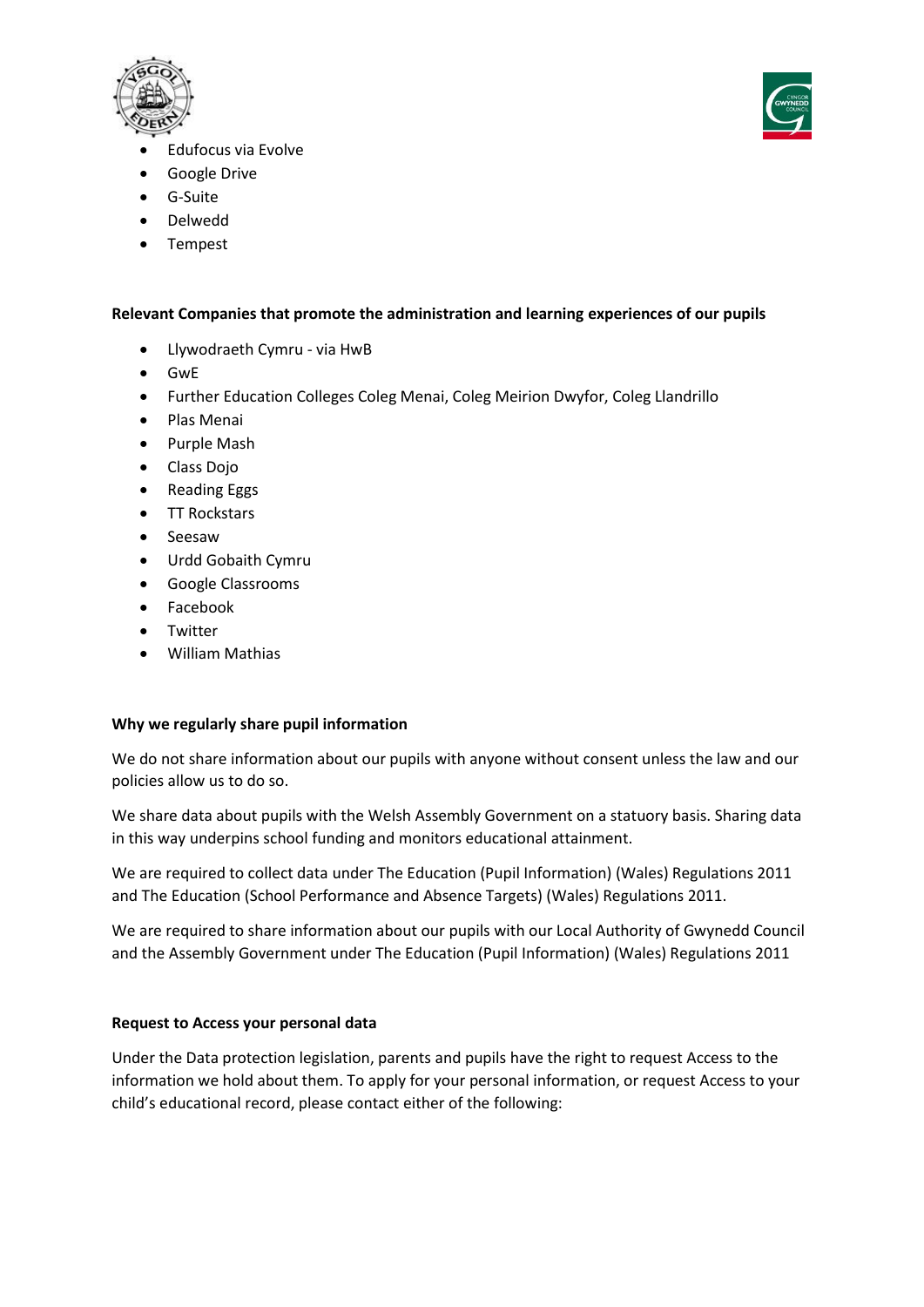- Edufocus via Evolve
- Google Drive
- G-Suite
- Delwedd
- Tempest

**Relevant Companies that promote the administration and learning experiences of our pupils**

- Llywodraeth Cymru - via HwB
- GwE
- Further Education Colleges Coleg Menai, Coleg Meirion Dwyfor, Coleg Llandrillo
- Plas Menai
- Purple Mash
- Class Dojo
- Reading Eggs
- TT Rockstars
- Seesaw
- Urdd Gobaith Cymru
- Google Classrooms
- Facebook
- Twitter
- William Mathias

**Why we regularly share pupil information**

We do not share information about our pupils with anyone without consent unless the law and our policies allow us to do so.

We share data about pupils with the Welsh Assembly Government on a statuory basis. Sharing data in this way underpins school funding and monitors educational attainment.

We are required to collect data under The Education (Pupil Information) (Wales) Regulations 2011 and The Education (School Performance and Absence Targets) (Wales) Regulations 2011.

We are required to share information about our pupils with our Local Authority of Gwynedd Council and the Assembly Government under The Education (Pupil Information) (Wales) Regulations 2011

**Request to Access your personal data**

Under the Data protection legislation, parents and pupils have the right to request Access to the information we hold about them. To apply for your personal information, or request Access to your child's educational record, please contact either of the following: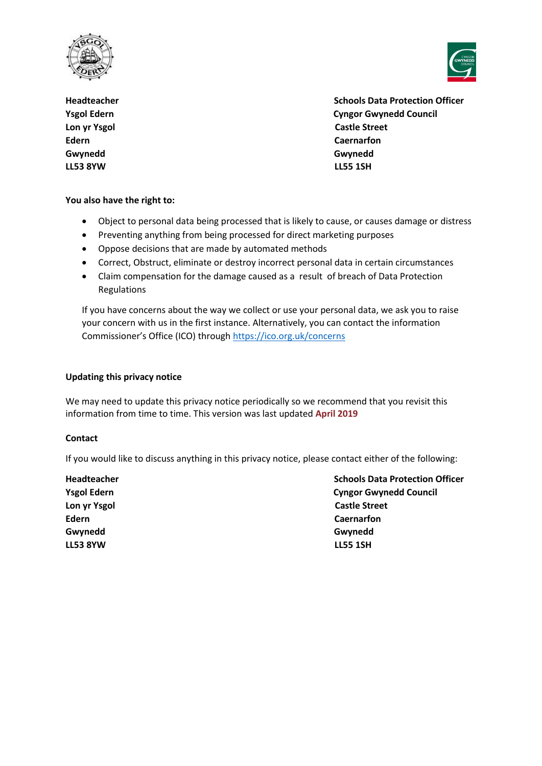**Headteacher**
**Ysgol Edern**
**Lon yr Ysgol**
**Edern**
**Gwynedd**
**LL53 8YW**

**Schools Data Protection Officer**
**Cyngor Gwynedd Council**
**Castle Street**
**Caernarfon**
**Gwynedd**
**LL55 1SH**

**You also have the right to:**

- Object to personal data being processed that is likely to cause, or causes damage or distress
- Preventing anything from being processed for direct marketing purposes
- Oppose decisions that are made by automated methods
- Correct, Obstruct, eliminate or destroy incorrect personal data in certain circumstances
- Claim compensation for the damage caused as a result of breach of Data Protection Regulations

If you have concerns about the way we collect or use your personal data, we ask you to raise your concern with us in the first instance. Alternatively, you can contact the information Commissioner's Office (ICO) through https://ico.org.uk/concerns

**Updating this privacy notice**

We may need to update this privacy notice periodically so we recommend that you revisit this information from time to time. This version was last updated **April 2019**

**Contact**

If you would like to discuss anything in this privacy notice, please contact either of the following:

**Headteacher**
**Ysgol Edern**
**Lon yr Ysgol**
**Edern**
**Gwynedd**
**LL53 8YW**

**Schools Data Protection Officer**
**Cyngor Gwynedd Council**
**Castle Street**
**Caernarfon**
**Gwynedd**
**LL55 1SH**